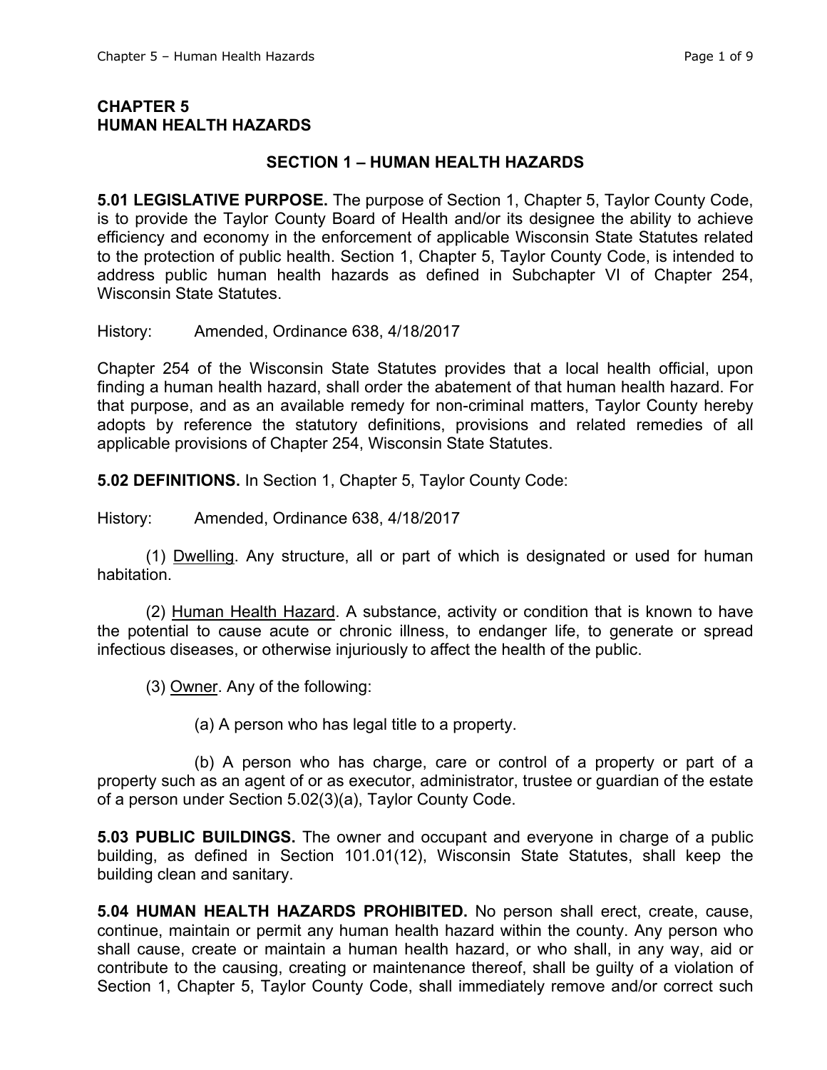# CHAPTER 5
# HUMAN HEALTH HAZARDS

## SECTION 1 – HUMAN HEALTH HAZARDS

**5.01 LEGISLATIVE PURPOSE.** The purpose of Section 1, Chapter 5, Taylor County Code, is to provide the Taylor County Board of Health and/or its designee the ability to achieve efficiency and economy in the enforcement of applicable Wisconsin State Statutes related to the protection of public health. Section 1, Chapter 5, Taylor County Code, is intended to address public human health hazards as defined in Subchapter VI of Chapter 254, Wisconsin State Statutes.

History: Amended, Ordinance 638, 4/18/2017

Chapter 254 of the Wisconsin State Statutes provides that a local health official, upon finding a human health hazard, shall order the abatement of that human health hazard. For that purpose, and as an available remedy for non-criminal matters, Taylor County hereby adopts by reference the statutory definitions, provisions and related remedies of all applicable provisions of Chapter 254, Wisconsin State Statutes.

**5.02 DEFINITIONS.** In Section 1, Chapter 5, Taylor County Code:

History: Amended, Ordinance 638, 4/18/2017

(1) Dwelling. Any structure, all or part of which is designated or used for human habitation.

(2) Human Health Hazard. A substance, activity or condition that is known to have the potential to cause acute or chronic illness, to endanger life, to generate or spread infectious diseases, or otherwise injuriously to affect the health of the public.

(3) Owner. Any of the following:

(a) A person who has legal title to a property.

(b) A person who has charge, care or control of a property or part of a property such as an agent of or as executor, administrator, trustee or guardian of the estate of a person under Section 5.02(3)(a), Taylor County Code.

**5.03 PUBLIC BUILDINGS.** The owner and occupant and everyone in charge of a public building, as defined in Section 101.01(12), Wisconsin State Statutes, shall keep the building clean and sanitary.

**5.04 HUMAN HEALTH HAZARDS PROHIBITED.** No person shall erect, create, cause, continue, maintain or permit any human health hazard within the county. Any person who shall cause, create or maintain a human health hazard, or who shall, in any way, aid or contribute to the causing, creating or maintenance thereof, shall be guilty of a violation of Section 1, Chapter 5, Taylor County Code, shall immediately remove and/or correct such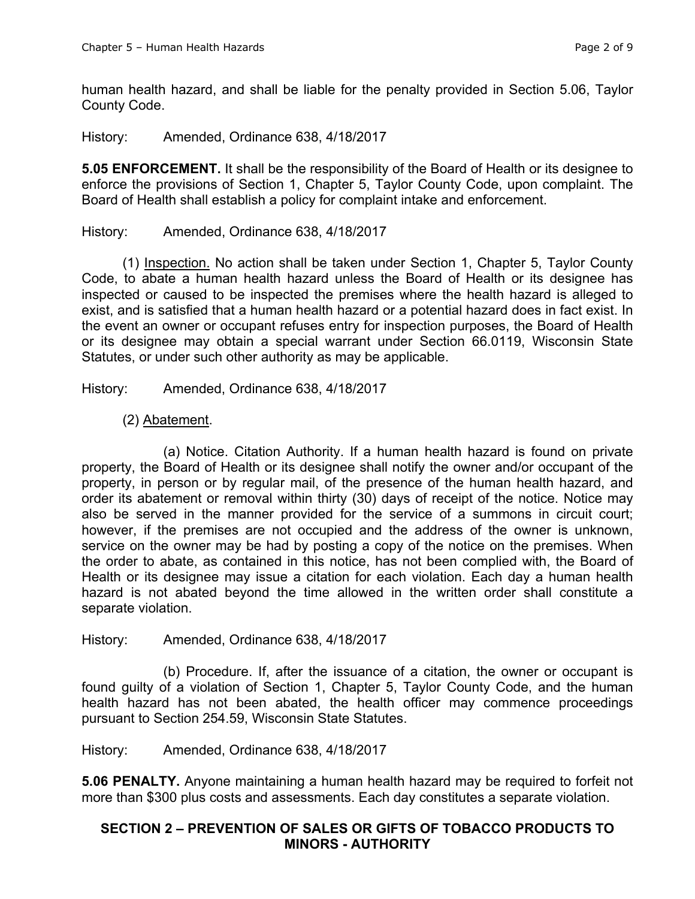human health hazard, and shall be liable for the penalty provided in Section 5.06, Taylor County Code.

History: Amended, Ordinance 638, 4/18/2017

**5.05 ENFORCEMENT.** It shall be the responsibility of the Board of Health or its designee to enforce the provisions of Section 1, Chapter 5, Taylor County Code, upon complaint. The Board of Health shall establish a policy for complaint intake and enforcement.

History: Amended, Ordinance 638, 4/18/2017

(1) Inspection. No action shall be taken under Section 1, Chapter 5, Taylor County Code, to abate a human health hazard unless the Board of Health or its designee has inspected or caused to be inspected the premises where the health hazard is alleged to exist, and is satisfied that a human health hazard or a potential hazard does in fact exist. In the event an owner or occupant refuses entry for inspection purposes, the Board of Health or its designee may obtain a special warrant under Section 66.0119, Wisconsin State Statutes, or under such other authority as may be applicable.

History: Amended, Ordinance 638, 4/18/2017

(2) Abatement.

(a) Notice. Citation Authority. If a human health hazard is found on private property, the Board of Health or its designee shall notify the owner and/or occupant of the property, in person or by regular mail, of the presence of the human health hazard, and order its abatement or removal within thirty (30) days of receipt of the notice. Notice may also be served in the manner provided for the service of a summons in circuit court; however, if the premises are not occupied and the address of the owner is unknown, service on the owner may be had by posting a copy of the notice on the premises. When the order to abate, as contained in this notice, has not been complied with, the Board of Health or its designee may issue a citation for each violation. Each day a human health hazard is not abated beyond the time allowed in the written order shall constitute a separate violation.

History: Amended, Ordinance 638, 4/18/2017

(b) Procedure. If, after the issuance of a citation, the owner or occupant is found guilty of a violation of Section 1, Chapter 5, Taylor County Code, and the human health hazard has not been abated, the health officer may commence proceedings pursuant to Section 254.59, Wisconsin State Statutes.

History: Amended, Ordinance 638, 4/18/2017

**5.06 PENALTY.** Anyone maintaining a human health hazard may be required to forfeit not more than $300 plus costs and assessments. Each day constitutes a separate violation.

## SECTION 2 – PREVENTION OF SALES OR GIFTS OF TOBACCO PRODUCTS TO MINORS - AUTHORITY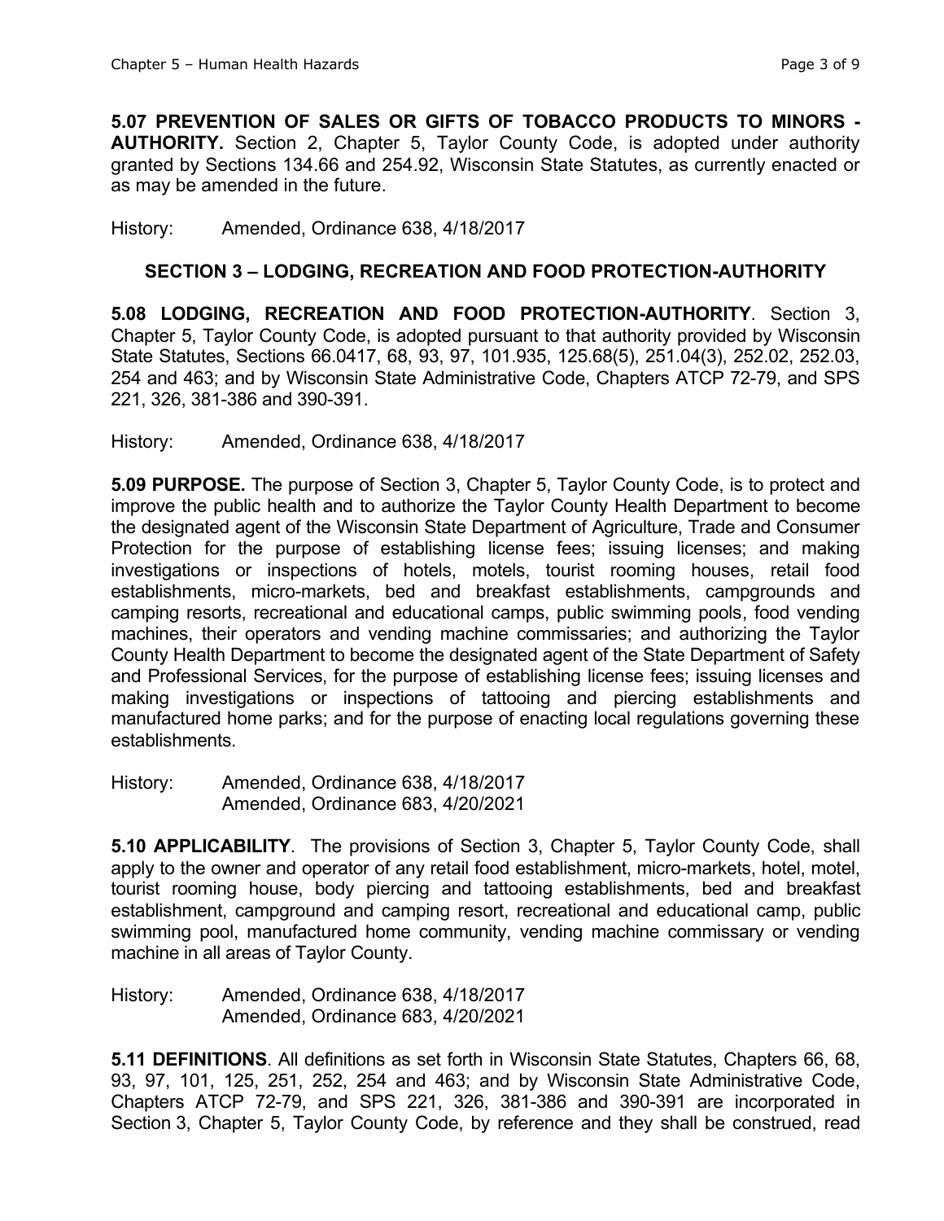**5.07 PREVENTION OF SALES OR GIFTS OF TOBACCO PRODUCTS TO MINORS - AUTHORITY.** Section 2, Chapter 5, Taylor County Code, is adopted under authority granted by Sections 134.66 and 254.92, Wisconsin State Statutes, as currently enacted or as may be amended in the future.

History: Amended, Ordinance 638, 4/18/2017

## SECTION 3 – LODGING, RECREATION AND FOOD PROTECTION-AUTHORITY

**5.08 LODGING, RECREATION AND FOOD PROTECTION-AUTHORITY**. Section 3, Chapter 5, Taylor County Code, is adopted pursuant to that authority provided by Wisconsin State Statutes, Sections 66.0417, 68, 93, 97, 101.935, 125.68(5), 251.04(3), 252.02, 252.03, 254 and 463; and by Wisconsin State Administrative Code, Chapters ATCP 72-79, and SPS 221, 326, 381-386 and 390-391.

History: Amended, Ordinance 638, 4/18/2017

**5.09 PURPOSE.** The purpose of Section 3, Chapter 5, Taylor County Code, is to protect and improve the public health and to authorize the Taylor County Health Department to become the designated agent of the Wisconsin State Department of Agriculture, Trade and Consumer Protection for the purpose of establishing license fees; issuing licenses; and making investigations or inspections of hotels, motels, tourist rooming houses, retail food establishments, micro-markets, bed and breakfast establishments, campgrounds and camping resorts, recreational and educational camps, public swimming pools, food vending machines, their operators and vending machine commissaries; and authorizing the Taylor County Health Department to become the designated agent of the State Department of Safety and Professional Services, for the purpose of establishing license fees; issuing licenses and making investigations or inspections of tattooing and piercing establishments and manufactured home parks; and for the purpose of enacting local regulations governing these establishments.

History: Amended, Ordinance 638, 4/18/2017
Amended, Ordinance 683, 4/20/2021

**5.10 APPLICABILITY**. The provisions of Section 3, Chapter 5, Taylor County Code, shall apply to the owner and operator of any retail food establishment, micro-markets, hotel, motel, tourist rooming house, body piercing and tattooing establishments, bed and breakfast establishment, campground and camping resort, recreational and educational camp, public swimming pool, manufactured home community, vending machine commissary or vending machine in all areas of Taylor County.

History: Amended, Ordinance 638, 4/18/2017
Amended, Ordinance 683, 4/20/2021

**5.11 DEFINITIONS**. All definitions as set forth in Wisconsin State Statutes, Chapters 66, 68, 93, 97, 101, 125, 251, 252, 254 and 463; and by Wisconsin State Administrative Code, Chapters ATCP 72-79, and SPS 221, 326, 381-386 and 390-391 are incorporated in Section 3, Chapter 5, Taylor County Code, by reference and they shall be construed, read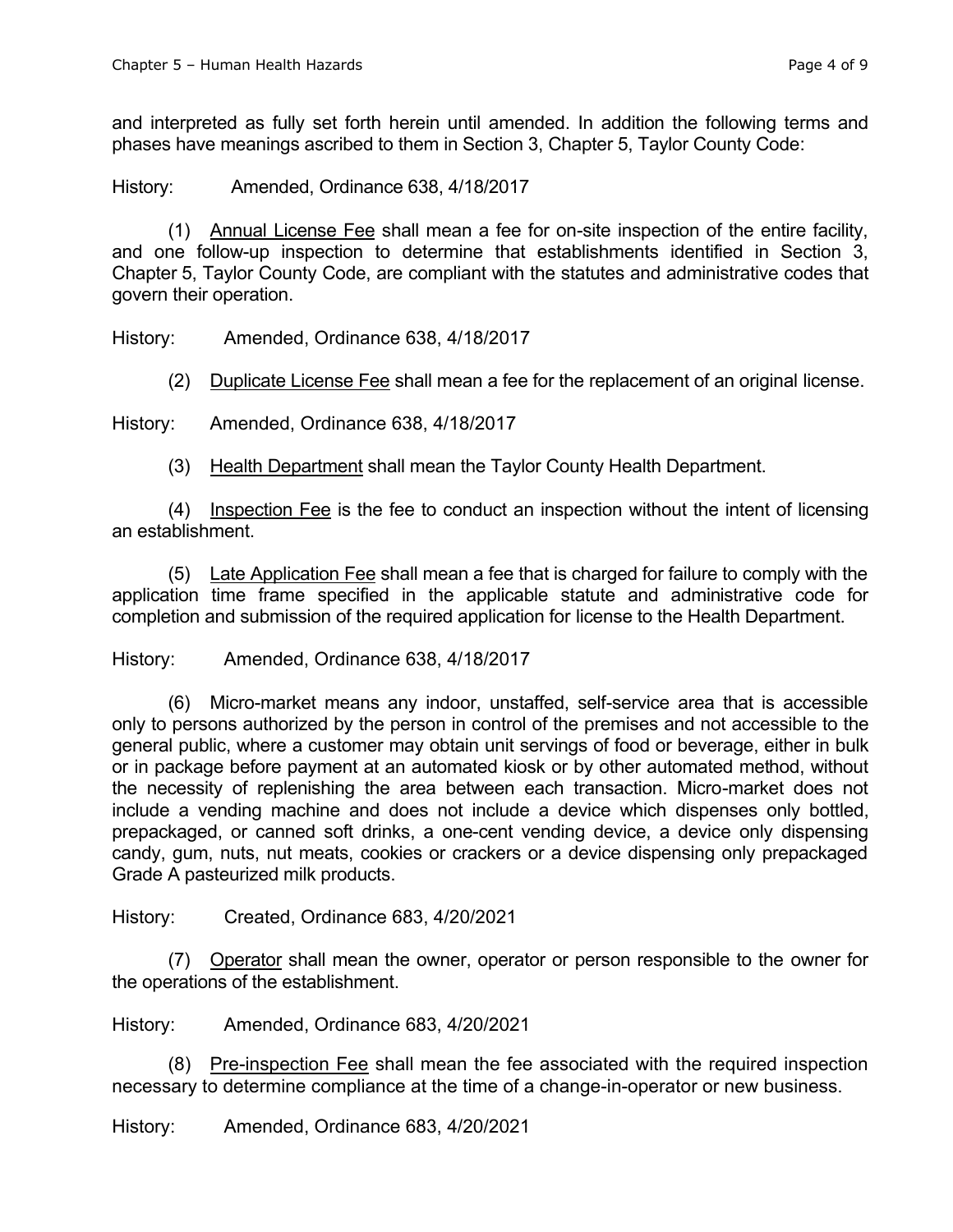and interpreted as fully set forth herein until amended. In addition the following terms and phases have meanings ascribed to them in Section 3, Chapter 5, Taylor County Code:

History: Amended, Ordinance 638, 4/18/2017

(1) <u>Annual License Fee</u> shall mean a fee for on-site inspection of the entire facility, and one follow-up inspection to determine that establishments identified in Section 3, Chapter 5, Taylor County Code, are compliant with the statutes and administrative codes that govern their operation.

History: Amended, Ordinance 638, 4/18/2017

(2) <u>Duplicate License Fee</u> shall mean a fee for the replacement of an original license.

History: Amended, Ordinance 638, 4/18/2017

(3) <u>Health Department</u> shall mean the Taylor County Health Department.

(4) <u>Inspection Fee</u> is the fee to conduct an inspection without the intent of licensing an establishment.

(5) <u>Late Application Fee</u> shall mean a fee that is charged for failure to comply with the application time frame specified in the applicable statute and administrative code for completion and submission of the required application for license to the Health Department.

History: Amended, Ordinance 638, 4/18/2017

(6) Micro-market means any indoor, unstaffed, self-service area that is accessible only to persons authorized by the person in control of the premises and not accessible to the general public, where a customer may obtain unit servings of food or beverage, either in bulk or in package before payment at an automated kiosk or by other automated method, without the necessity of replenishing the area between each transaction. Micro-market does not include a vending machine and does not include a device which dispenses only bottled, prepackaged, or canned soft drinks, a one-cent vending device, a device only dispensing candy, gum, nuts, nut meats, cookies or crackers or a device dispensing only prepackaged Grade A pasteurized milk products.

History: Created, Ordinance 683, 4/20/2021

(7) <u>Operator</u> shall mean the owner, operator or person responsible to the owner for the operations of the establishment.

History: Amended, Ordinance 683, 4/20/2021

(8) <u>Pre-inspection Fee</u> shall mean the fee associated with the required inspection necessary to determine compliance at the time of a change-in-operator or new business.

History: Amended, Ordinance 683, 4/20/2021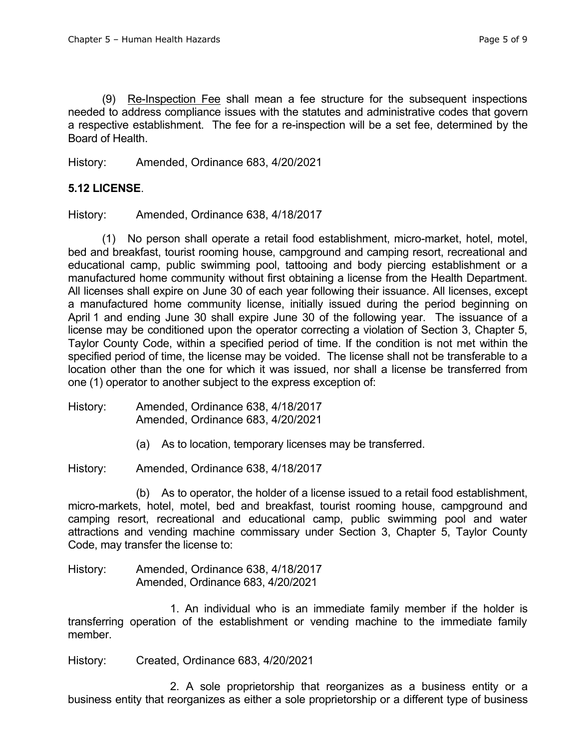(9) Re-Inspection Fee shall mean a fee structure for the subsequent inspections needed to address compliance issues with the statutes and administrative codes that govern a respective establishment. The fee for a re-inspection will be a set fee, determined by the Board of Health.

History: Amended, Ordinance 683, 4/20/2021

**5.12 LICENSE**.

History: Amended, Ordinance 638, 4/18/2017

(1) No person shall operate a retail food establishment, micro-market, hotel, motel, bed and breakfast, tourist rooming house, campground and camping resort, recreational and educational camp, public swimming pool, tattooing and body piercing establishment or a manufactured home community without first obtaining a license from the Health Department. All licenses shall expire on June 30 of each year following their issuance. All licenses, except a manufactured home community license, initially issued during the period beginning on April 1 and ending June 30 shall expire June 30 of the following year. The issuance of a license may be conditioned upon the operator correcting a violation of Section 3, Chapter 5, Taylor County Code, within a specified period of time. If the condition is not met within the specified period of time, the license may be voided. The license shall not be transferable to a location other than the one for which it was issued, nor shall a license be transferred from one (1) operator to another subject to the express exception of:

History: Amended, Ordinance 638, 4/18/2017
Amended, Ordinance 683, 4/20/2021

(a) As to location, temporary licenses may be transferred.

History: Amended, Ordinance 638, 4/18/2017

(b) As to operator, the holder of a license issued to a retail food establishment, micro-markets, hotel, motel, bed and breakfast, tourist rooming house, campground and camping resort, recreational and educational camp, public swimming pool and water attractions and vending machine commissary under Section 3, Chapter 5, Taylor County Code, may transfer the license to:

History: Amended, Ordinance 638, 4/18/2017
Amended, Ordinance 683, 4/20/2021

1. An individual who is an immediate family member if the holder is transferring operation of the establishment or vending machine to the immediate family member.

History: Created, Ordinance 683, 4/20/2021

2. A sole proprietorship that reorganizes as a business entity or a business entity that reorganizes as either a sole proprietorship or a different type of business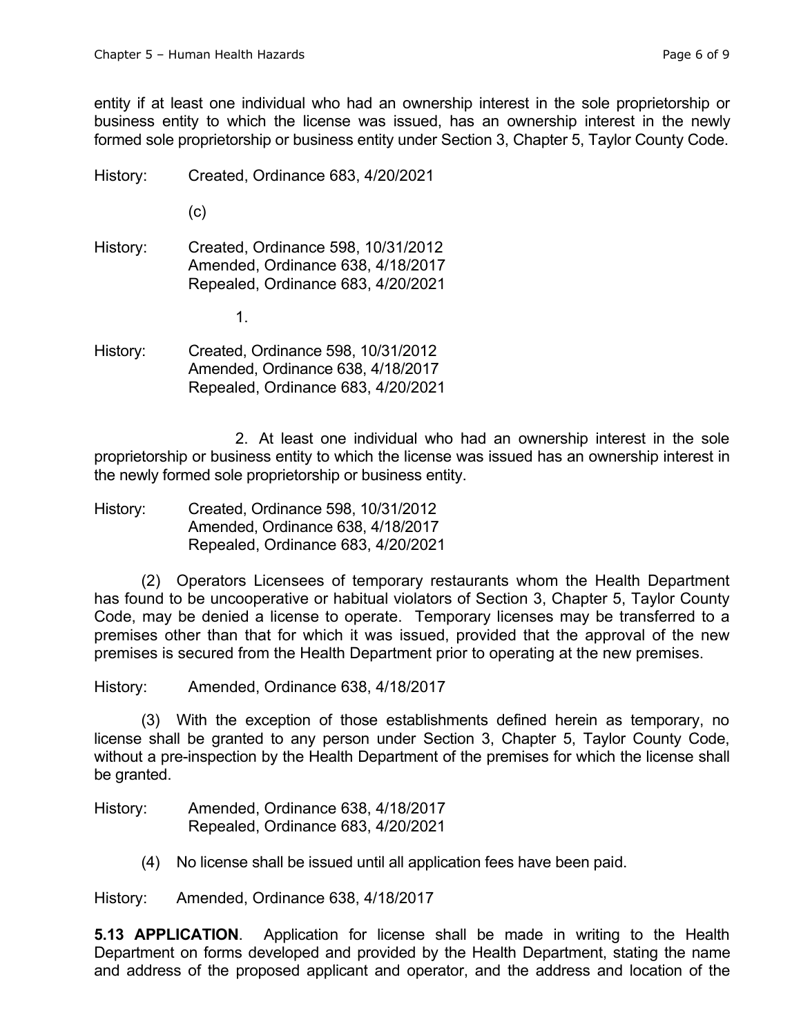entity if at least one individual who had an ownership interest in the sole proprietorship or business entity to which the license was issued, has an ownership interest in the newly formed sole proprietorship or business entity under Section 3, Chapter 5, Taylor County Code.

History: Created, Ordinance 683, 4/20/2021

(c)

History: Created, Ordinance 598, 10/31/2012
Amended, Ordinance 638, 4/18/2017
Repealed, Ordinance 683, 4/20/2021

1.

History: Created, Ordinance 598, 10/31/2012
Amended, Ordinance 638, 4/18/2017
Repealed, Ordinance 683, 4/20/2021

2. At least one individual who had an ownership interest in the sole proprietorship or business entity to which the license was issued has an ownership interest in the newly formed sole proprietorship or business entity.

History: Created, Ordinance 598, 10/31/2012
Amended, Ordinance 638, 4/18/2017
Repealed, Ordinance 683, 4/20/2021

(2) Operators Licensees of temporary restaurants whom the Health Department has found to be uncooperative or habitual violators of Section 3, Chapter 5, Taylor County Code, may be denied a license to operate. Temporary licenses may be transferred to a premises other than that for which it was issued, provided that the approval of the new premises is secured from the Health Department prior to operating at the new premises.

History: Amended, Ordinance 638, 4/18/2017

(3) With the exception of those establishments defined herein as temporary, no license shall be granted to any person under Section 3, Chapter 5, Taylor County Code, without a pre-inspection by the Health Department of the premises for which the license shall be granted.

History: Amended, Ordinance 638, 4/18/2017
Repealed, Ordinance 683, 4/20/2021

(4) No license shall be issued until all application fees have been paid.

History: Amended, Ordinance 638, 4/18/2017

**5.13 APPLICATION**. Application for license shall be made in writing to the Health Department on forms developed and provided by the Health Department, stating the name and address of the proposed applicant and operator, and the address and location of the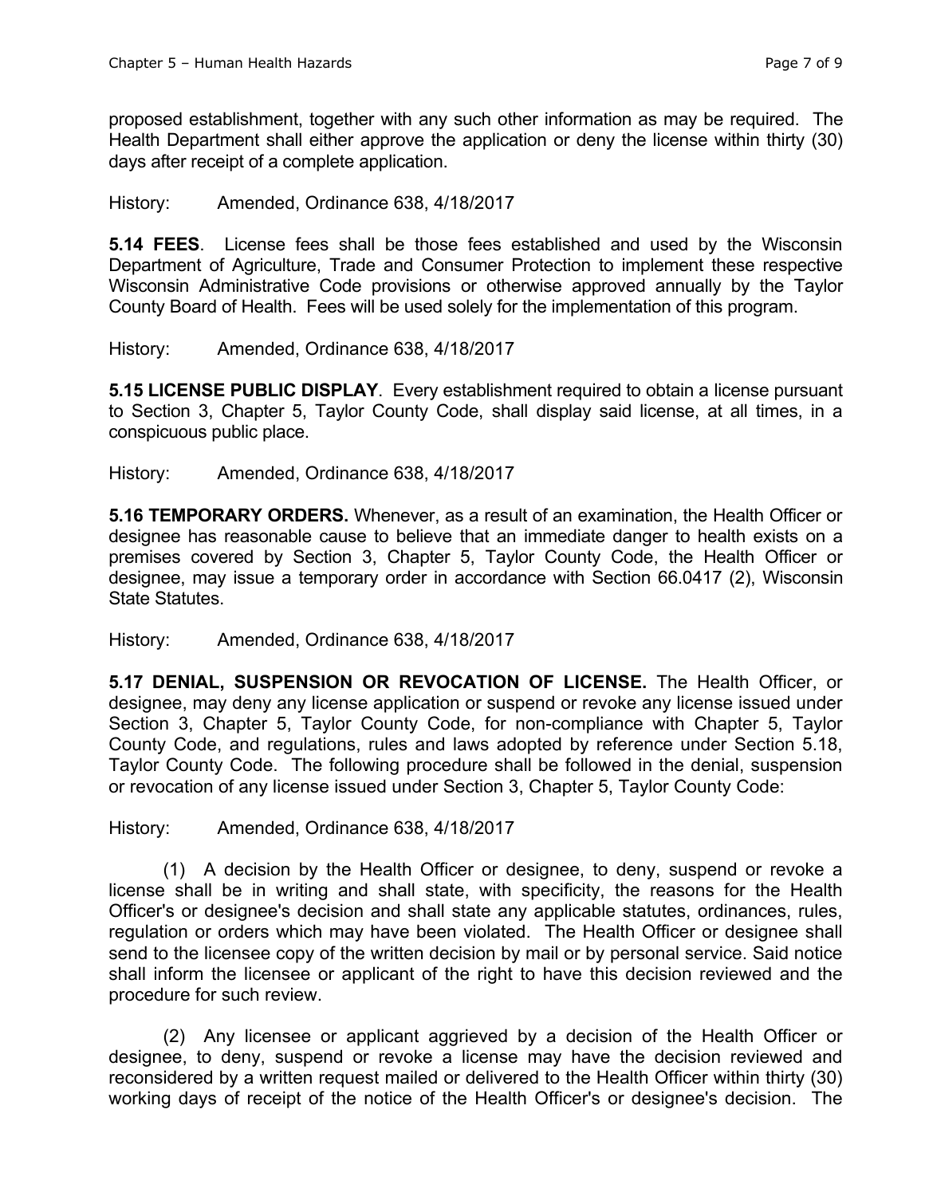proposed establishment, together with any such other information as may be required. The Health Department shall either approve the application or deny the license within thirty (30) days after receipt of a complete application.

History: Amended, Ordinance 638, 4/18/2017

**5.14 FEES**. License fees shall be those fees established and used by the Wisconsin Department of Agriculture, Trade and Consumer Protection to implement these respective Wisconsin Administrative Code provisions or otherwise approved annually by the Taylor County Board of Health. Fees will be used solely for the implementation of this program.

History: Amended, Ordinance 638, 4/18/2017

**5.15 LICENSE PUBLIC DISPLAY**. Every establishment required to obtain a license pursuant to Section 3, Chapter 5, Taylor County Code, shall display said license, at all times, in a conspicuous public place.

History: Amended, Ordinance 638, 4/18/2017

**5.16 TEMPORARY ORDERS.** Whenever, as a result of an examination, the Health Officer or designee has reasonable cause to believe that an immediate danger to health exists on a premises covered by Section 3, Chapter 5, Taylor County Code, the Health Officer or designee, may issue a temporary order in accordance with Section 66.0417 (2), Wisconsin State Statutes.

History: Amended, Ordinance 638, 4/18/2017

**5.17 DENIAL, SUSPENSION OR REVOCATION OF LICENSE.** The Health Officer, or designee, may deny any license application or suspend or revoke any license issued under Section 3, Chapter 5, Taylor County Code, for non-compliance with Chapter 5, Taylor County Code, and regulations, rules and laws adopted by reference under Section 5.18, Taylor County Code. The following procedure shall be followed in the denial, suspension or revocation of any license issued under Section 3, Chapter 5, Taylor County Code:

History: Amended, Ordinance 638, 4/18/2017

(1) A decision by the Health Officer or designee, to deny, suspend or revoke a license shall be in writing and shall state, with specificity, the reasons for the Health Officer's or designee's decision and shall state any applicable statutes, ordinances, rules, regulation or orders which may have been violated. The Health Officer or designee shall send to the licensee copy of the written decision by mail or by personal service. Said notice shall inform the licensee or applicant of the right to have this decision reviewed and the procedure for such review.

(2) Any licensee or applicant aggrieved by a decision of the Health Officer or designee, to deny, suspend or revoke a license may have the decision reviewed and reconsidered by a written request mailed or delivered to the Health Officer within thirty (30) working days of receipt of the notice of the Health Officer's or designee's decision. The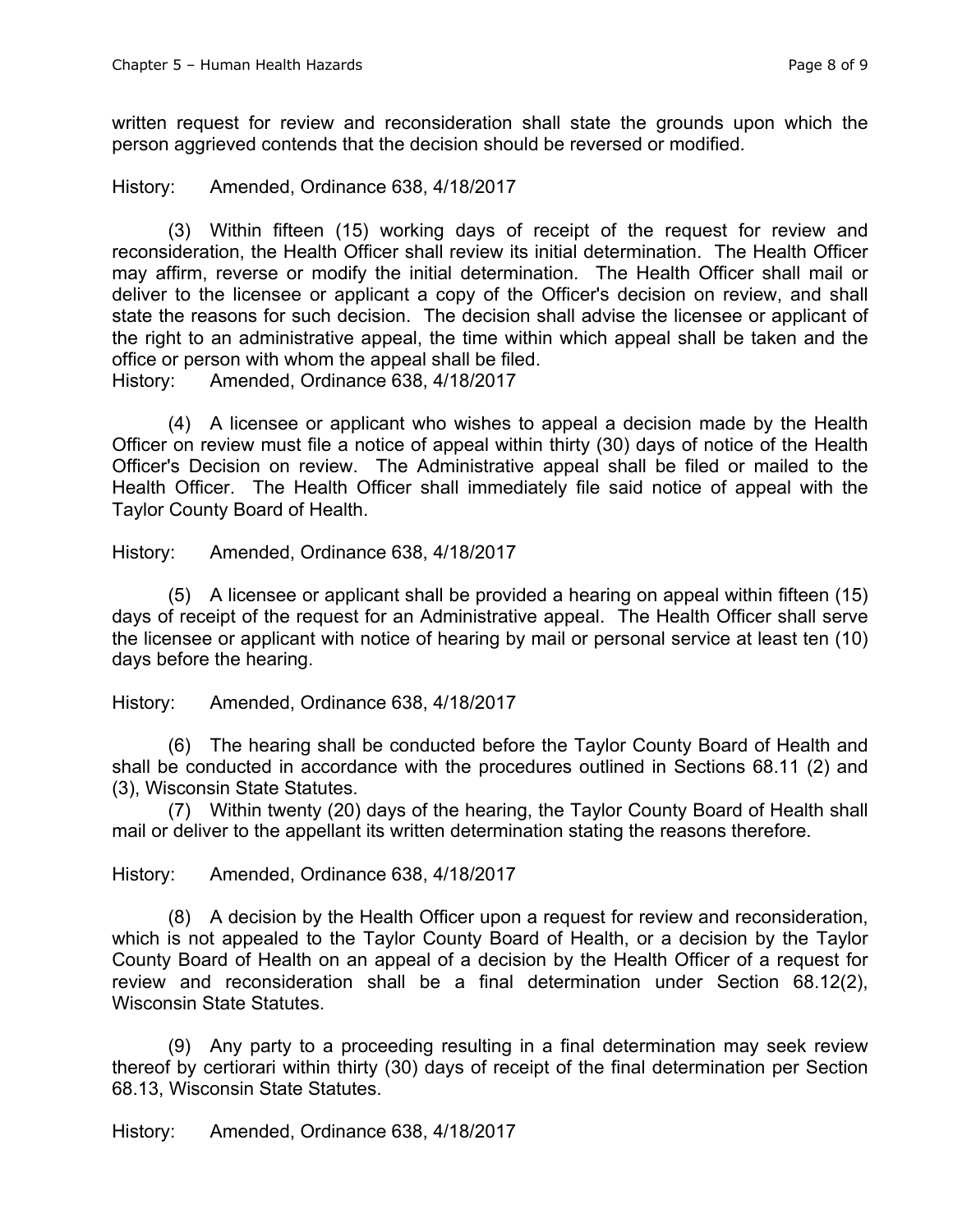written request for review and reconsideration shall state the grounds upon which the person aggrieved contends that the decision should be reversed or modified.

History: Amended, Ordinance 638, 4/18/2017

(3) Within fifteen (15) working days of receipt of the request for review and reconsideration, the Health Officer shall review its initial determination. The Health Officer may affirm, reverse or modify the initial determination. The Health Officer shall mail or deliver to the licensee or applicant a copy of the Officer's decision on review, and shall state the reasons for such decision. The decision shall advise the licensee or applicant of the right to an administrative appeal, the time within which appeal shall be taken and the office or person with whom the appeal shall be filed.

History: Amended, Ordinance 638, 4/18/2017

(4) A licensee or applicant who wishes to appeal a decision made by the Health Officer on review must file a notice of appeal within thirty (30) days of notice of the Health Officer's Decision on review. The Administrative appeal shall be filed or mailed to the Health Officer. The Health Officer shall immediately file said notice of appeal with the Taylor County Board of Health.

History: Amended, Ordinance 638, 4/18/2017

(5) A licensee or applicant shall be provided a hearing on appeal within fifteen (15) days of receipt of the request for an Administrative appeal. The Health Officer shall serve the licensee or applicant with notice of hearing by mail or personal service at least ten (10) days before the hearing.

History: Amended, Ordinance 638, 4/18/2017

(6) The hearing shall be conducted before the Taylor County Board of Health and shall be conducted in accordance with the procedures outlined in Sections 68.11 (2) and (3), Wisconsin State Statutes.

(7) Within twenty (20) days of the hearing, the Taylor County Board of Health shall mail or deliver to the appellant its written determination stating the reasons therefore.

History: Amended, Ordinance 638, 4/18/2017

(8) A decision by the Health Officer upon a request for review and reconsideration, which is not appealed to the Taylor County Board of Health, or a decision by the Taylor County Board of Health on an appeal of a decision by the Health Officer of a request for review and reconsideration shall be a final determination under Section 68.12(2), Wisconsin State Statutes.

(9) Any party to a proceeding resulting in a final determination may seek review thereof by certiorari within thirty (30) days of receipt of the final determination per Section 68.13, Wisconsin State Statutes.

History: Amended, Ordinance 638, 4/18/2017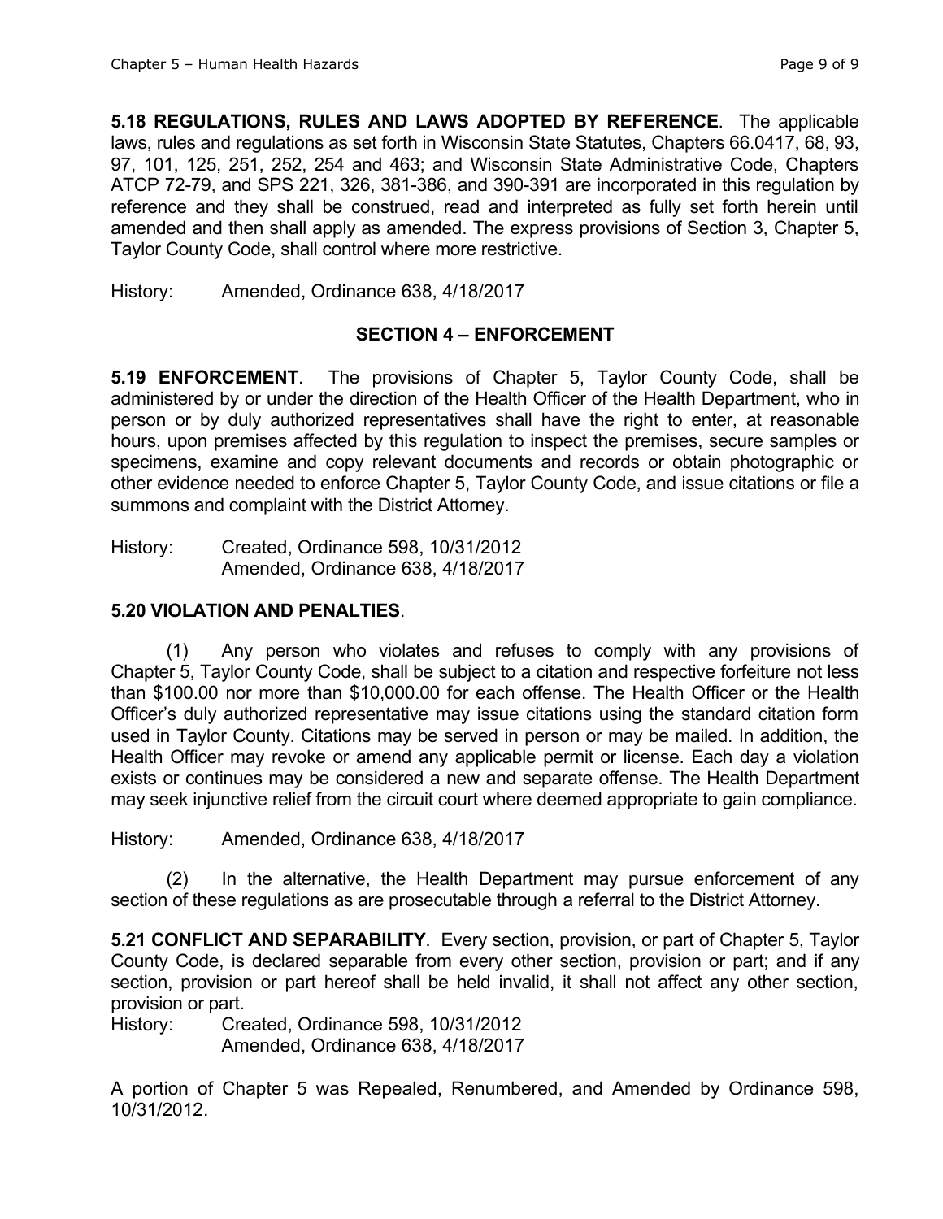**5.18 REGULATIONS, RULES AND LAWS ADOPTED BY REFERENCE**. The applicable laws, rules and regulations as set forth in Wisconsin State Statutes, Chapters 66.0417, 68, 93, 97, 101, 125, 251, 252, 254 and 463; and Wisconsin State Administrative Code, Chapters ATCP 72-79, and SPS 221, 326, 381-386, and 390-391 are incorporated in this regulation by reference and they shall be construed, read and interpreted as fully set forth herein until amended and then shall apply as amended. The express provisions of Section 3, Chapter 5, Taylor County Code, shall control where more restrictive.

History: Amended, Ordinance 638, 4/18/2017

## SECTION 4 – ENFORCEMENT

**5.19 ENFORCEMENT**. The provisions of Chapter 5, Taylor County Code, shall be administered by or under the direction of the Health Officer of the Health Department, who in person or by duly authorized representatives shall have the right to enter, at reasonable hours, upon premises affected by this regulation to inspect the premises, secure samples or specimens, examine and copy relevant documents and records or obtain photographic or other evidence needed to enforce Chapter 5, Taylor County Code, and issue citations or file a summons and complaint with the District Attorney.

History: Created, Ordinance 598, 10/31/2012
Amended, Ordinance 638, 4/18/2017

**5.20 VIOLATION AND PENALTIES**.

(1) Any person who violates and refuses to comply with any provisions of Chapter 5, Taylor County Code, shall be subject to a citation and respective forfeiture not less than $100.00 nor more than $10,000.00 for each offense. The Health Officer or the Health Officer's duly authorized representative may issue citations using the standard citation form used in Taylor County. Citations may be served in person or may be mailed. In addition, the Health Officer may revoke or amend any applicable permit or license. Each day a violation exists or continues may be considered a new and separate offense. The Health Department may seek injunctive relief from the circuit court where deemed appropriate to gain compliance.

History: Amended, Ordinance 638, 4/18/2017

(2) In the alternative, the Health Department may pursue enforcement of any section of these regulations as are prosecutable through a referral to the District Attorney.

**5.21 CONFLICT AND SEPARABILITY**. Every section, provision, or part of Chapter 5, Taylor County Code, is declared separable from every other section, provision or part; and if any section, provision or part hereof shall be held invalid, it shall not affect any other section, provision or part.

History: Created, Ordinance 598, 10/31/2012
Amended, Ordinance 638, 4/18/2017

A portion of Chapter 5 was Repealed, Renumbered, and Amended by Ordinance 598, 10/31/2012.